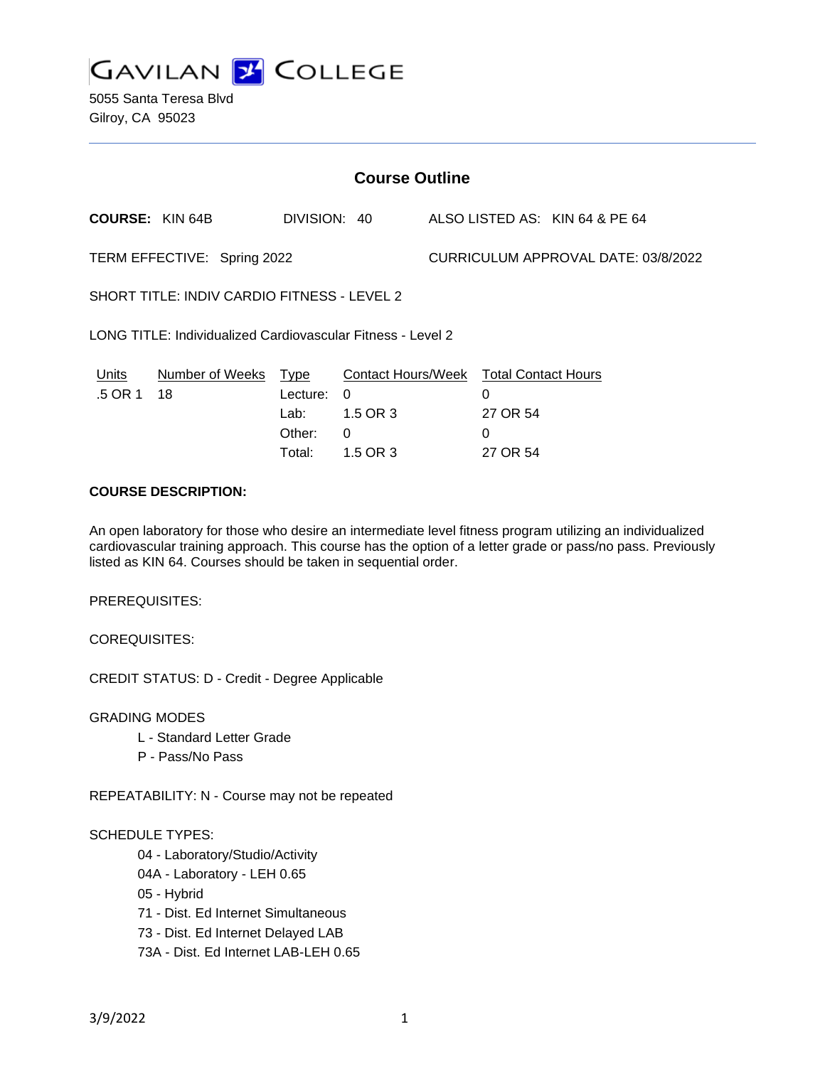# GAVILAN COLLEGE

5055 Santa Teresa Blvd
Gilroy, CA 95023

## Course Outline

**COURSE:** KIN 64B DIVISION: 40 ALSO LISTED AS: KIN 64 & PE 64

TERM EFFECTIVE: Spring 2022 CURRICULUM APPROVAL DATE: 03/8/2022

SHORT TITLE: INDIV CARDIO FITNESS - LEVEL 2

LONG TITLE: Individualized Cardiovascular Fitness - Level 2

| Units | Number of Weeks | Type | Contact Hours/Week | Total Contact Hours |
|---|---|---|---|---|
| .5 OR 1 | 18 | Lecture: | 0 | 0 |
| | | Lab: | 1.5 OR 3 | 27 OR 54 |
| | | Other: | 0 | 0 |
| | | Total: | 1.5 OR 3 | 27 OR 54 |

**COURSE DESCRIPTION:**

An open laboratory for those who desire an intermediate level fitness program utilizing an individualized cardiovascular training approach. This course has the option of a letter grade or pass/no pass. Previously listed as KIN 64. Courses should be taken in sequential order.

PREREQUISITES:

COREQUISITES:

CREDIT STATUS: D - Credit - Degree Applicable

GRADING MODES

- L - Standard Letter Grade
- P - Pass/No Pass

REPEATABILITY: N - Course may not be repeated

SCHEDULE TYPES:

- 04 - Laboratory/Studio/Activity
- 04A - Laboratory - LEH 0.65
- 05 - Hybrid
- 71 - Dist. Ed Internet Simultaneous
- 73 - Dist. Ed Internet Delayed LAB
- 73A - Dist. Ed Internet LAB-LEH 0.65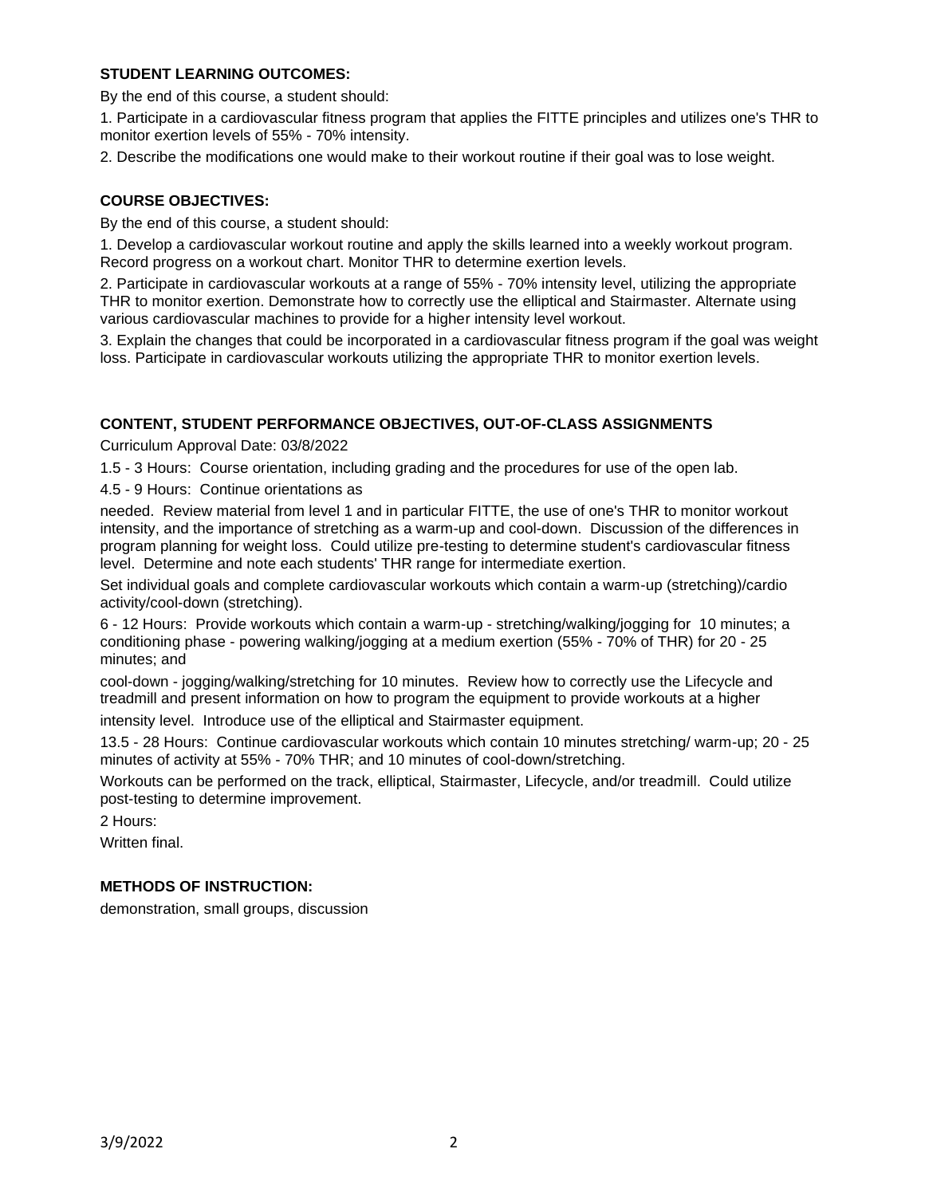### STUDENT LEARNING OUTCOMES:

By the end of this course, a student should:

1. Participate in a cardiovascular fitness program that applies the FITTE principles and utilizes one's THR to monitor exertion levels of 55% - 70% intensity.
2. Describe the modifications one would make to their workout routine if their goal was to lose weight.

### COURSE OBJECTIVES:

By the end of this course, a student should:

1. Develop a cardiovascular workout routine and apply the skills learned into a weekly workout program. Record progress on a workout chart. Monitor THR to determine exertion levels.
2. Participate in cardiovascular workouts at a range of 55% - 70% intensity level, utilizing the appropriate THR to monitor exertion. Demonstrate how to correctly use the elliptical and Stairmaster. Alternate using various cardiovascular machines to provide for a higher intensity level workout.
3. Explain the changes that could be incorporated in a cardiovascular fitness program if the goal was weight loss. Participate in cardiovascular workouts utilizing the appropriate THR to monitor exertion levels.

### CONTENT, STUDENT PERFORMANCE OBJECTIVES, OUT-OF-CLASS ASSIGNMENTS

Curriculum Approval Date: 03/8/2022

1.5 - 3 Hours: Course orientation, including grading and the procedures for use of the open lab.

4.5 - 9 Hours: Continue orientations as needed. Review material from level 1 and in particular FITTE, the use of one's THR to monitor workout intensity, and the importance of stretching as a warm-up and cool-down. Discussion of the differences in program planning for weight loss. Could utilize pre-testing to determine student's cardiovascular fitness level. Determine and note each students' THR range for intermediate exertion.

Set individual goals and complete cardiovascular workouts which contain a warm-up (stretching)/cardio activity/cool-down (stretching).

6 - 12 Hours: Provide workouts which contain a warm-up - stretching/walking/jogging for 10 minutes; a conditioning phase - powering walking/jogging at a medium exertion (55% - 70% of THR) for 20 - 25 minutes; and cool-down - jogging/walking/stretching for 10 minutes. Review how to correctly use the Lifecycle and treadmill and present information on how to program the equipment to provide workouts at a higher intensity level. Introduce use of the elliptical and Stairmaster equipment.

13.5 - 28 Hours: Continue cardiovascular workouts which contain 10 minutes stretching/ warm-up; 20 - 25 minutes of activity at 55% - 70% THR; and 10 minutes of cool-down/stretching.

Workouts can be performed on the track, elliptical, Stairmaster, Lifecycle, and/or treadmill. Could utilize post-testing to determine improvement.

2 Hours:

Written final.

### METHODS OF INSTRUCTION:

demonstration, small groups, discussion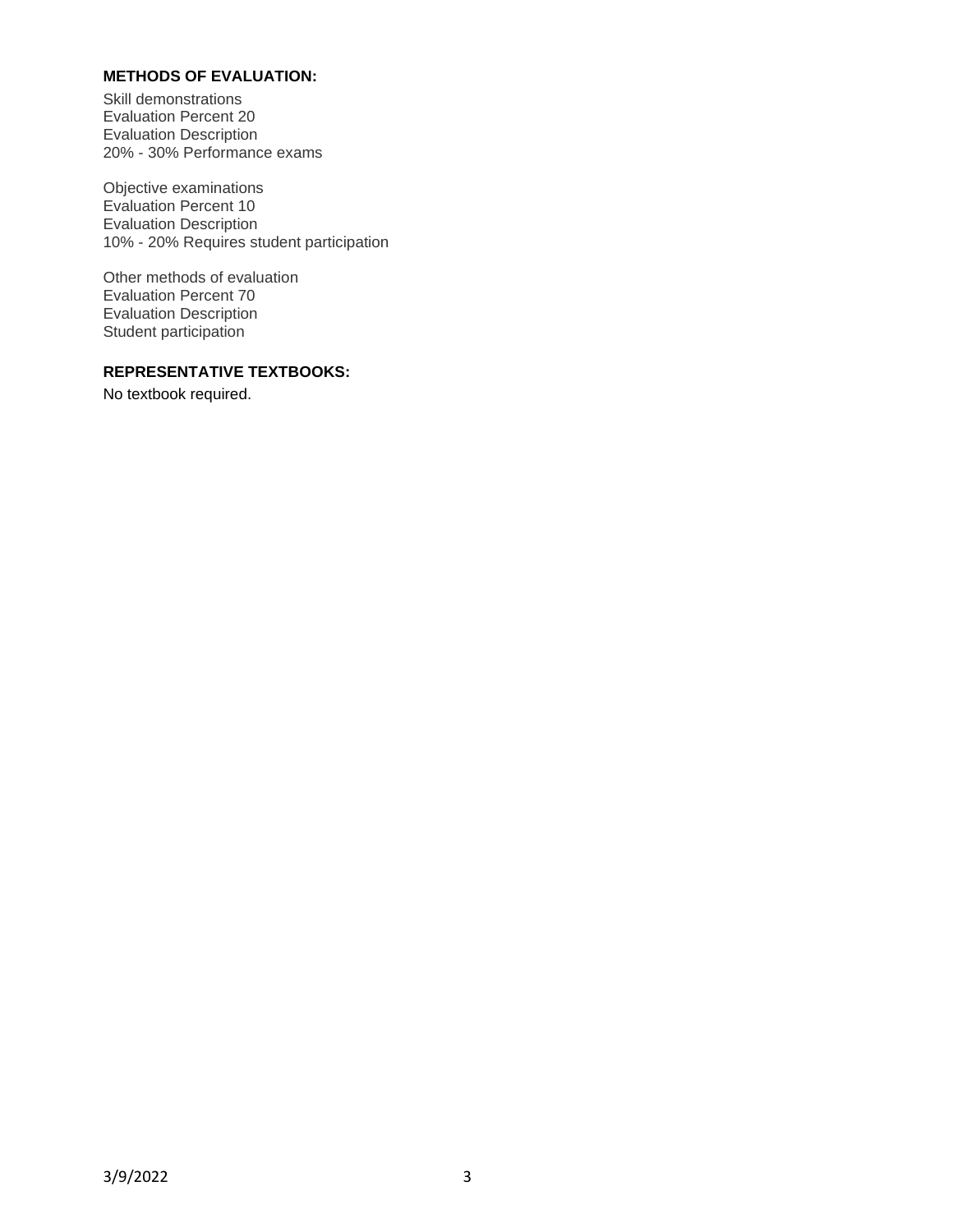**METHODS OF EVALUATION:**

Skill demonstrations
Evaluation Percent 20
Evaluation Description
20% - 30% Performance exams

Objective examinations
Evaluation Percent 10
Evaluation Description
10% - 20% Requires student participation

Other methods of evaluation
Evaluation Percent 70
Evaluation Description
Student participation

**REPRESENTATIVE TEXTBOOKS:**

No textbook required.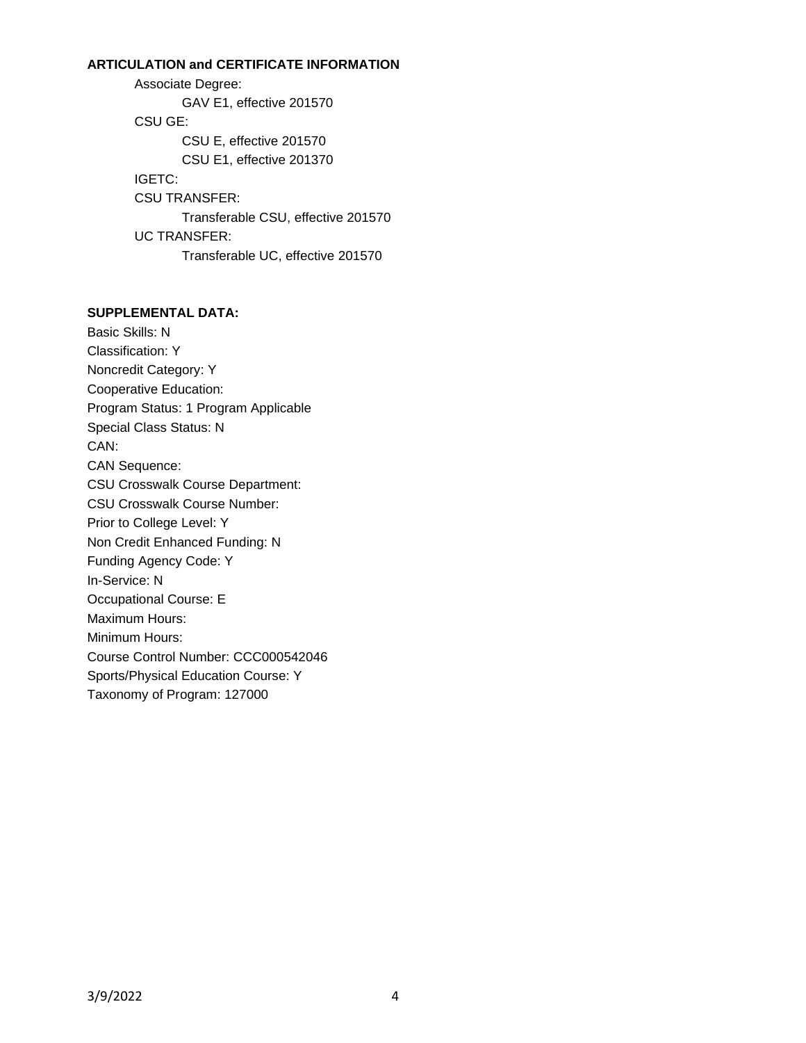**ARTICULATION and CERTIFICATE INFORMATION**

Associate Degree:

GAV E1, effective 201570

CSU GE:

CSU E, effective 201570

CSU E1, effective 201370

IGETC:

CSU TRANSFER:

Transferable CSU, effective 201570

UC TRANSFER:

Transferable UC, effective 201570

**SUPPLEMENTAL DATA:**

Basic Skills: N
Classification: Y
Noncredit Category: Y
Cooperative Education:
Program Status: 1 Program Applicable
Special Class Status: N
CAN:
CAN Sequence:
CSU Crosswalk Course Department:
CSU Crosswalk Course Number:
Prior to College Level: Y
Non Credit Enhanced Funding: N
Funding Agency Code: Y
In-Service: N
Occupational Course: E
Maximum Hours:
Minimum Hours:
Course Control Number: CCC000542046
Sports/Physical Education Course: Y
Taxonomy of Program: 127000